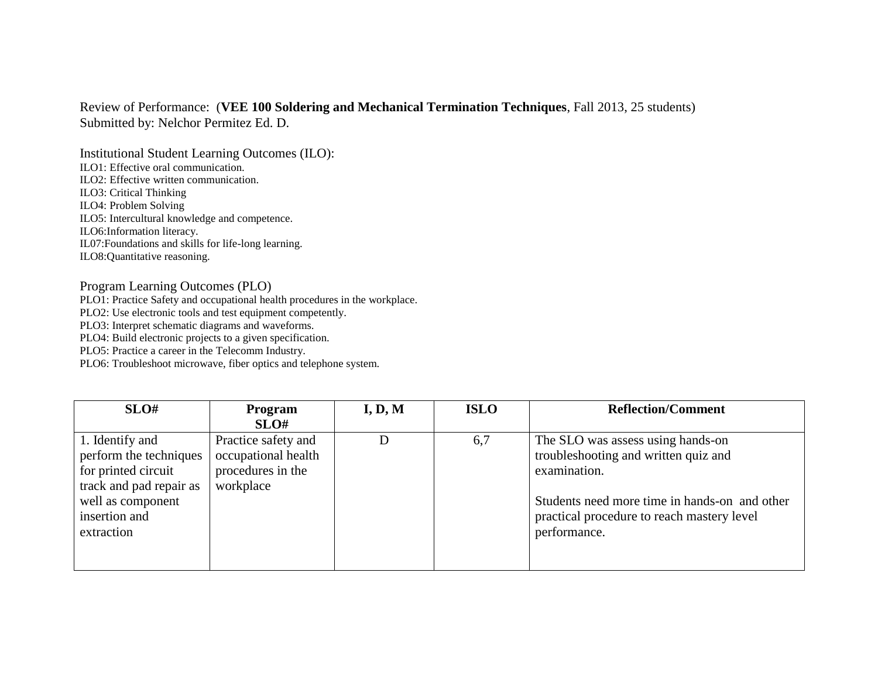Review of Performance: (**VEE 100 Soldering and Mechanical Termination Techniques**, Fall 2013, 25 students)
Submitted by: Nelchor Permitez Ed. D.

Institutional Student Learning Outcomes (ILO):

ILO1: Effective oral communication.
ILO2: Effective written communication.
ILO3: Critical Thinking
ILO4: Problem Solving
ILO5: Intercultural knowledge and competence.
ILO6:Information literacy.
IL07:Foundations and skills for life-long learning.
ILO8:Quantitative reasoning.

Program Learning Outcomes (PLO)

PLO1: Practice Safety and occupational health procedures in the workplace.
PLO2: Use electronic tools and test equipment competently.
PLO3: Interpret schematic diagrams and waveforms.
PLO4: Build electronic projects to a given specification.
PLO5: Practice a career in the Telecomm Industry.
PLO6: Troubleshoot microwave, fiber optics and telephone system.

| SLO# | Program SLO# | I, D, M | ISLO | Reflection/Comment |
|---|---|---|---|---|
| 1. Identify and perform the techniques for printed circuit track and pad repair as well as component insertion and extraction | Practice safety and occupational health procedures in the workplace | D | 6,7 | The SLO was assess using hands-on troubleshooting and written quiz and examination.<br><br>Students need more time in hands-on and other practical procedure to reach mastery level performance. |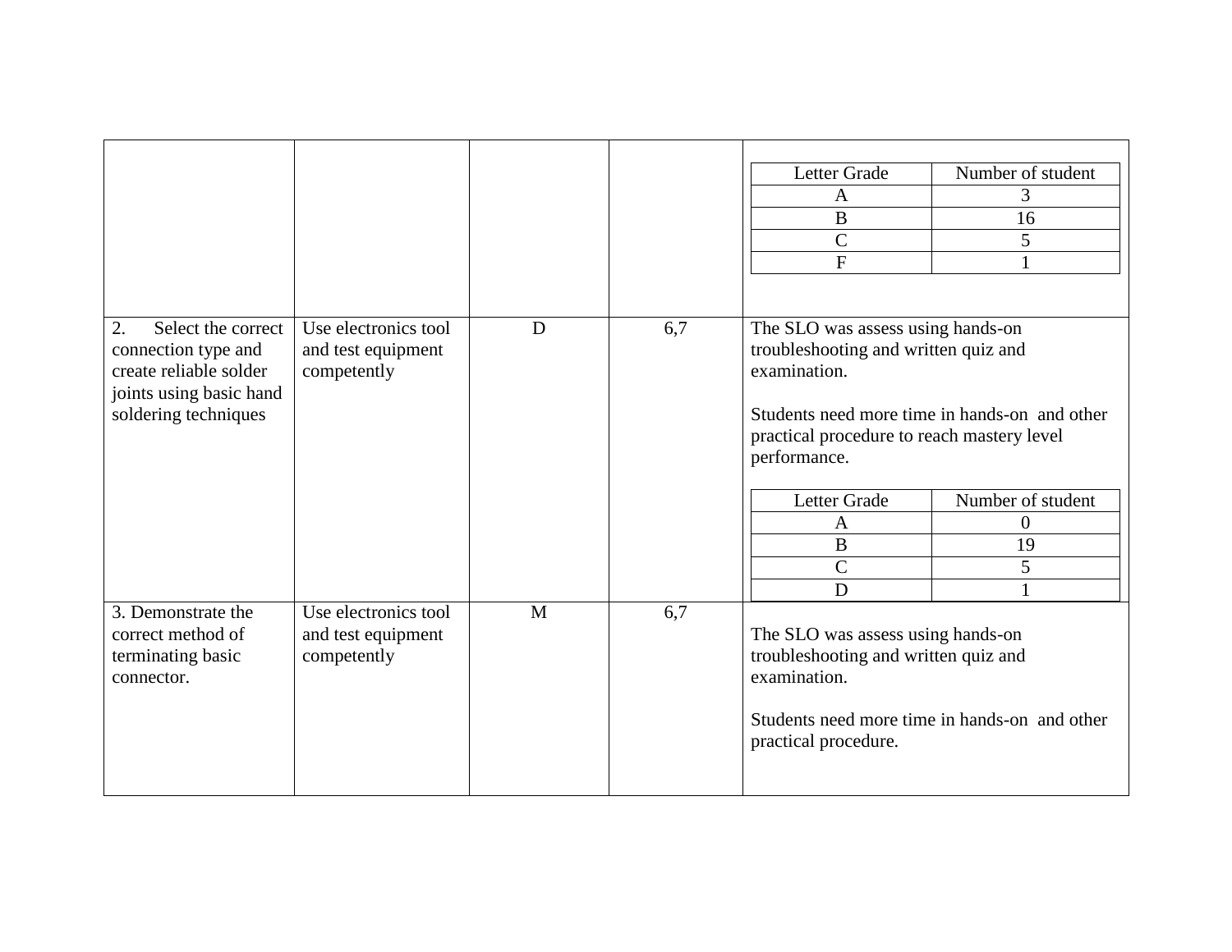| | | | | |
|---|---|---|---|---|
| | | | | <table><tr><th>Letter Grade</th><th>Number of student</th></tr><tr><td>A</td><td>3</td></tr><tr><td>B</td><td>16</td></tr><tr><td>C</td><td>5</td></tr><tr><td>F</td><td>1</td></tr></table> |
| 2. Select the correct connection type and create reliable solder joints using basic hand soldering techniques | Use electronics tool and test equipment competently | D | 6,7 | The SLO was assess using hands-on troubleshooting and written quiz and examination.<br><br>Students need more time in hands-on and other practical procedure to reach mastery level performance.<br><br><table><tr><th>Letter Grade</th><th>Number of student</th></tr><tr><td>A</td><td>0</td></tr><tr><td>B</td><td>19</td></tr><tr><td>C</td><td>5</td></tr><tr><td>D</td><td>1</td></tr></table> |
| 3. Demonstrate the correct method of terminating basic connector. | Use electronics tool and test equipment competently | M | 6,7 | The SLO was assess using hands-on troubleshooting and written quiz and examination.<br><br>Students need more time in hands-on and other practical procedure. |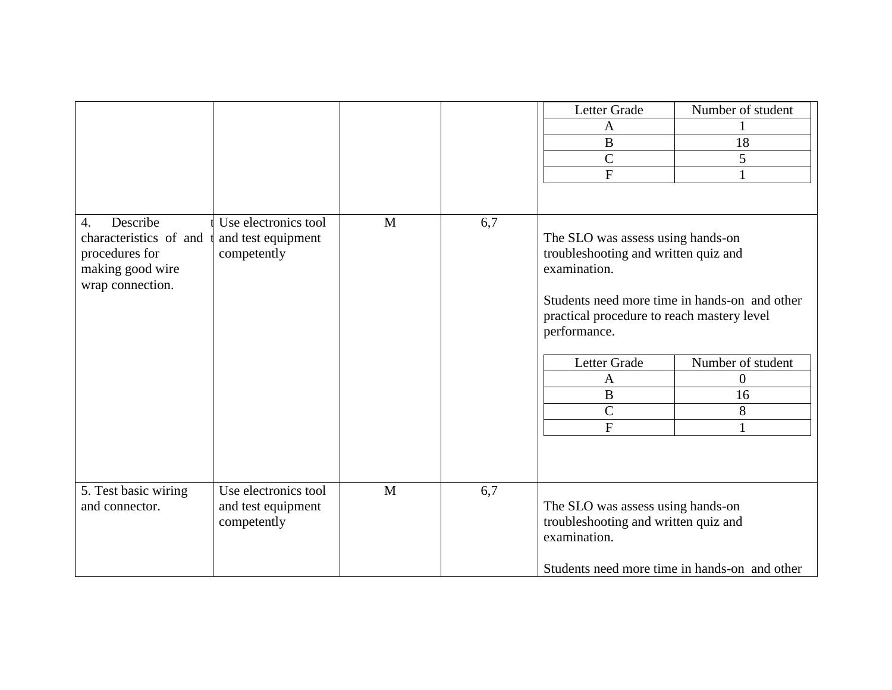| | | | | |
|---|---|---|---|---|
| | | | | <table><tr><th>Letter Grade</th><th>Number of student</th></tr><tr><td>A</td><td>1</td></tr><tr><td>B</td><td>18</td></tr><tr><td>C</td><td>5</td></tr><tr><td>F</td><td>1</td></tr></table> |
| 4. Describe t characteristics of and t procedures for making good wire wrap connection. | Use electronics tool and test equipment competently | M | 6,7 | The SLO was assess using hands-on troubleshooting and written quiz and examination.<br><br>Students need more time in hands-on and other practical procedure to reach mastery level performance.<br><br><table><tr><th>Letter Grade</th><th>Number of student</th></tr><tr><td>A</td><td>0</td></tr><tr><td>B</td><td>16</td></tr><tr><td>C</td><td>8</td></tr><tr><td>F</td><td>1</td></tr></table> |
| 5. Test basic wiring and connector. | Use electronics tool and test equipment competently | M | 6,7 | The SLO was assess using hands-on troubleshooting and written quiz and examination.<br><br>Students need more time in hands-on and other |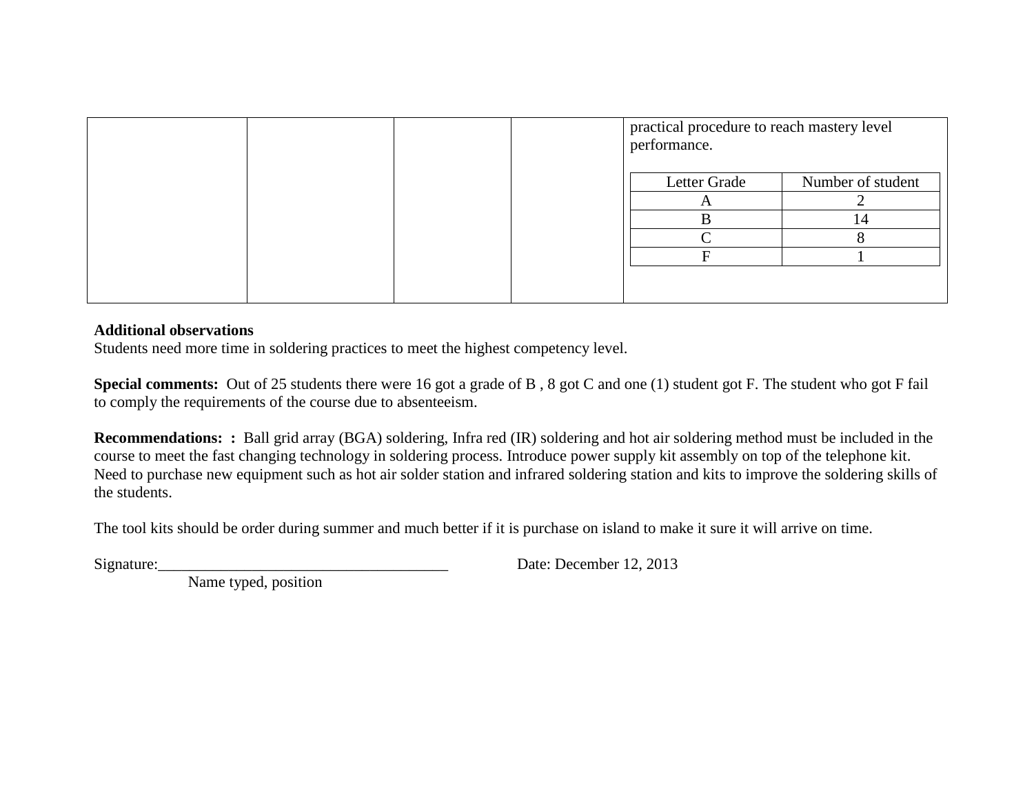| | | | | |
|---|---|---|---|---|
| | | | | practical procedure to reach mastery level performance. |

| Letter Grade | Number of student |
|---|---|
| A | 2 |
| B | 14 |
| C | 8 |
| F | 1 |

**Additional observations**
Students need more time in soldering practices to meet the highest competency level.

**Special comments:** Out of 25 students there were 16 got a grade of B , 8 got C and one (1) student got F. The student who got F fail to comply the requirements of the course due to absenteeism.

**Recommendations: :** Ball grid array (BGA) soldering, Infra red (IR) soldering and hot air soldering method must be included in the course to meet the fast changing technology in soldering process. Introduce power supply kit assembly on top of the telephone kit. Need to purchase new equipment such as hot air solder station and infrared soldering station and kits to improve the soldering skills of the students.

The tool kits should be order during summer and much better if it is purchase on island to make it sure it will arrive on time.

Signature:_____________________________________ Date: December 12, 2013
Name typed, position